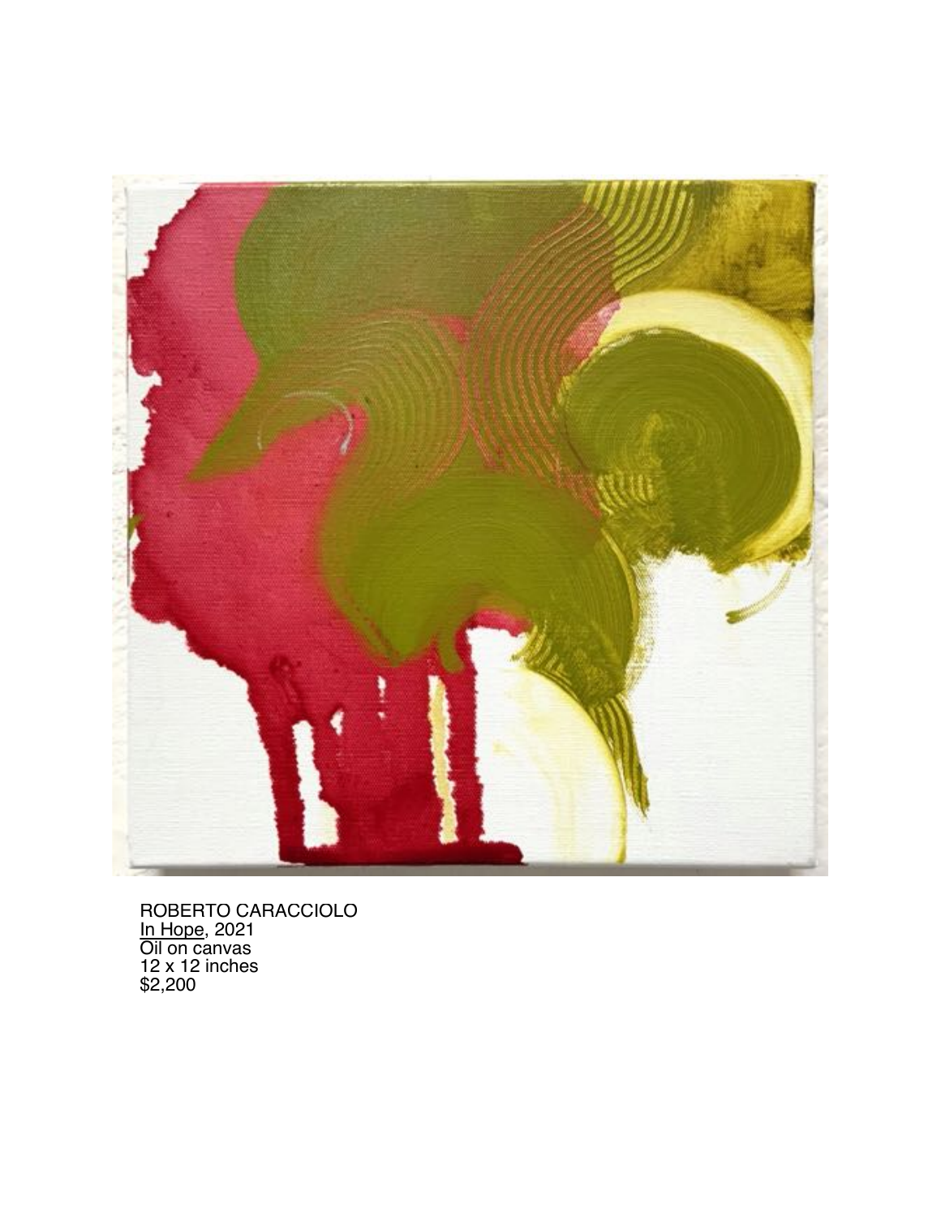ROBERTO CARACCIOLO
In Hope, 2021
Oil on canvas
12 x 12 inches
$2,200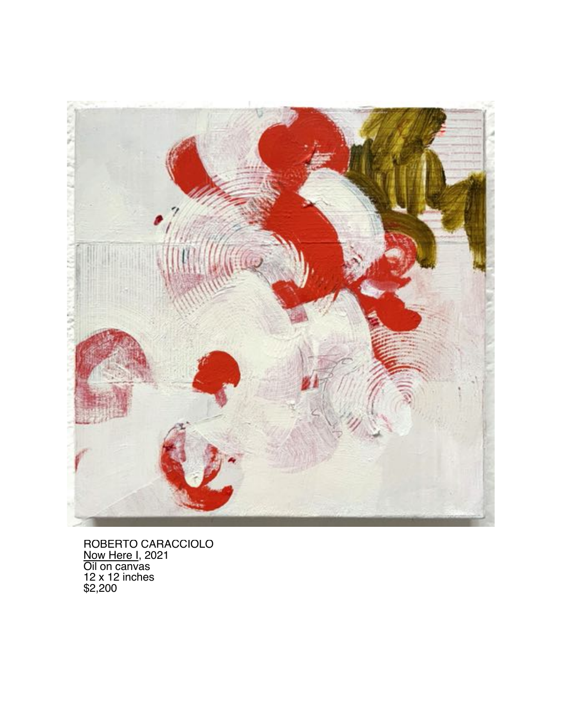ROBERTO CARACCIOLO  
Now Here I, 2021  
Oil on canvas  
12 x 12 inches  
$2,200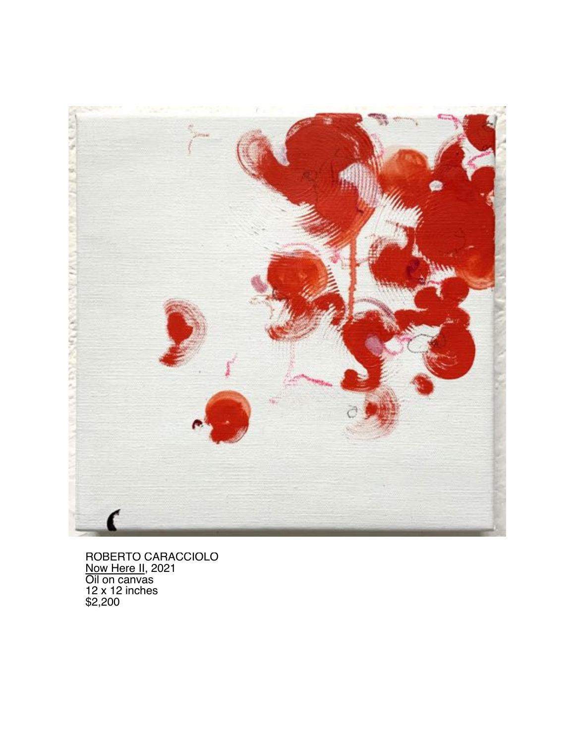ROBERTO CARACCIOLO
<u>Now Here II</u>, 2021
Oil on canvas
12 x 12 inches
$2,200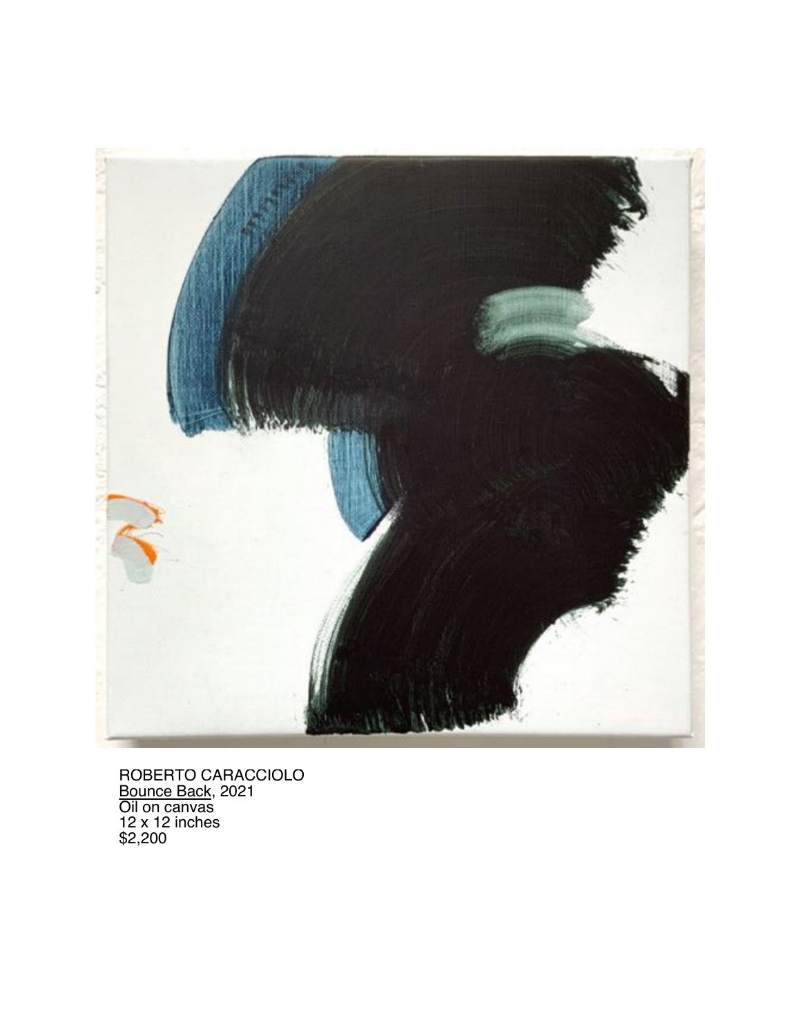ROBERTO CARACCIOLO
Bounce Back, 2021
Oil on canvas
12 x 12 inches
$2,200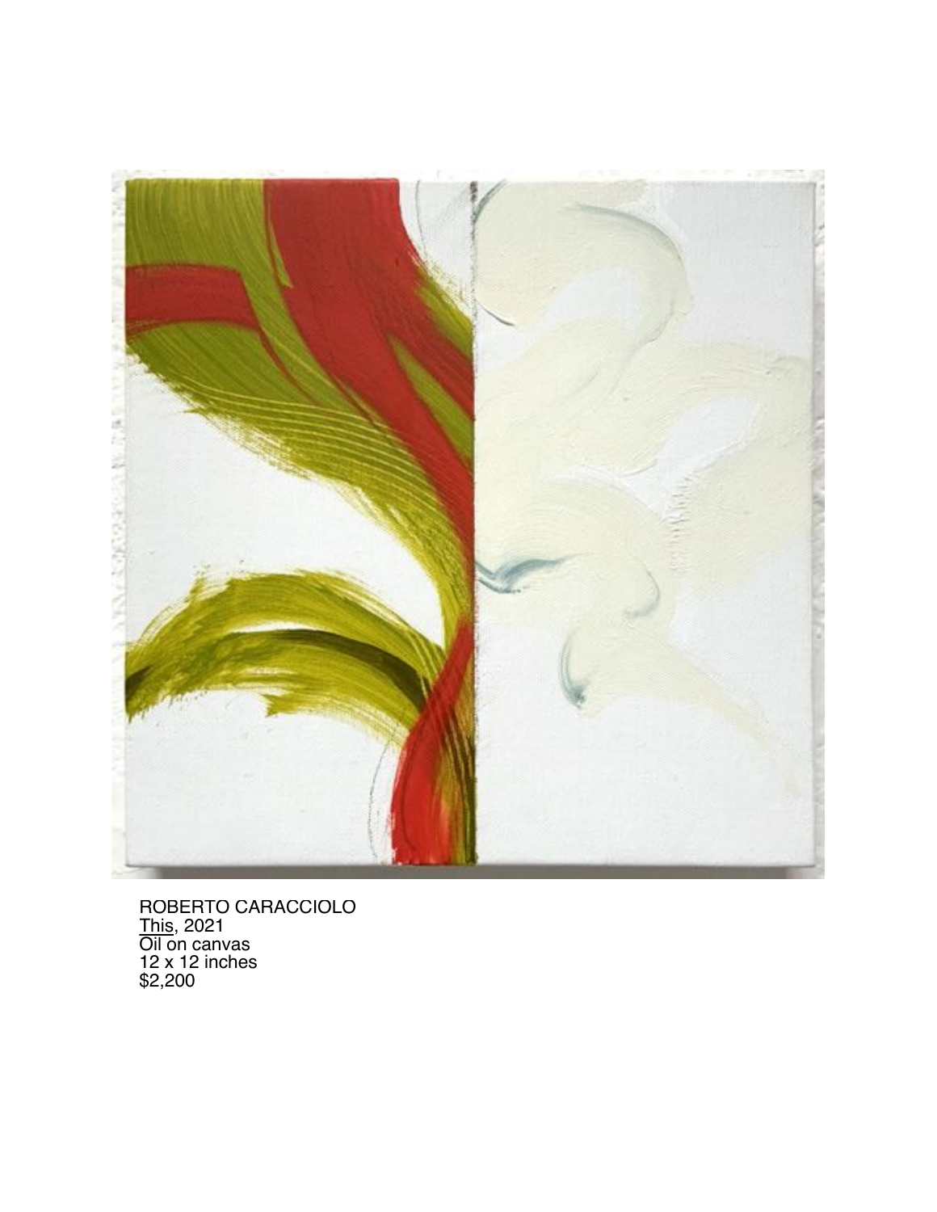ROBERTO CARACCIOLO
<u>This</u>, 2021
Oil on canvas
12 x 12 inches
$2,200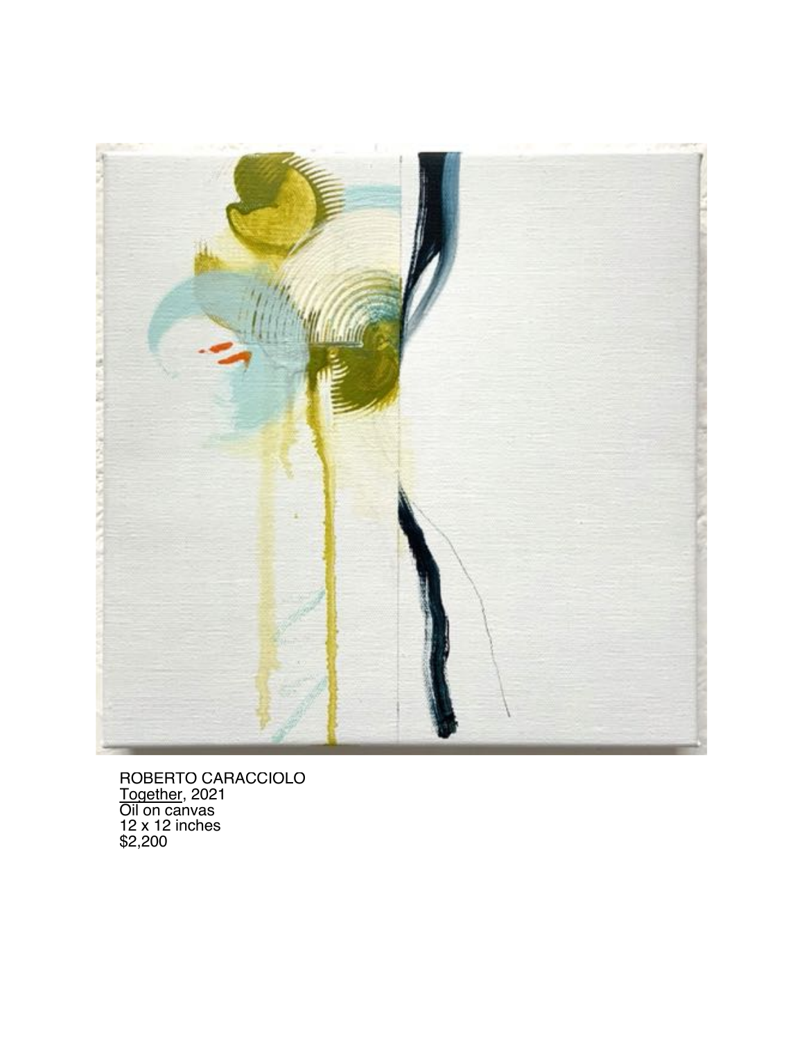ROBERTO CARACCIOLO
Together, 2021
Oil on canvas
12 x 12 inches
$2,200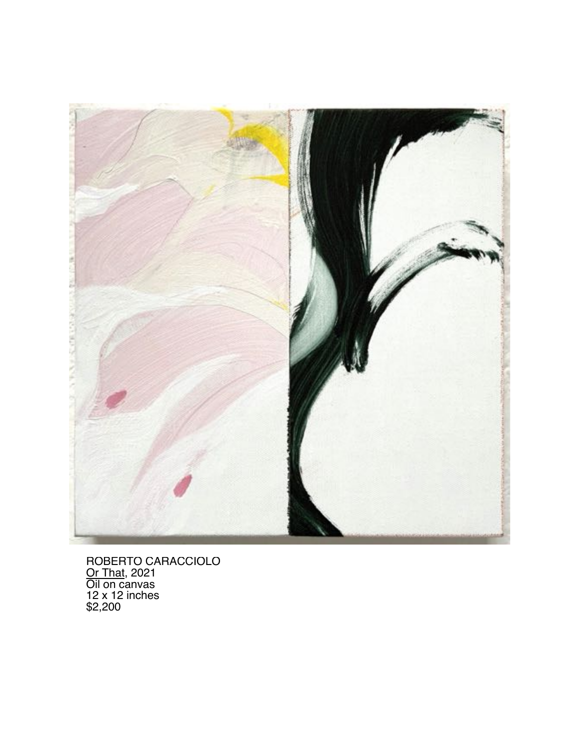ROBERTO CARACCIOLO  
Or That, 2021  
Oil on canvas  
12 x 12 inches  
$2,200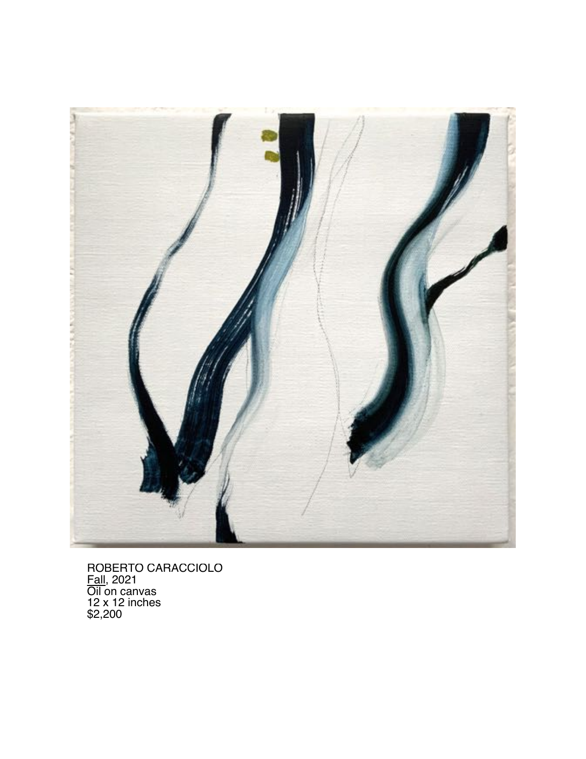ROBERTO CARACCIOLO
Fall, 2021
Oil on canvas
12 x 12 inches
$2,200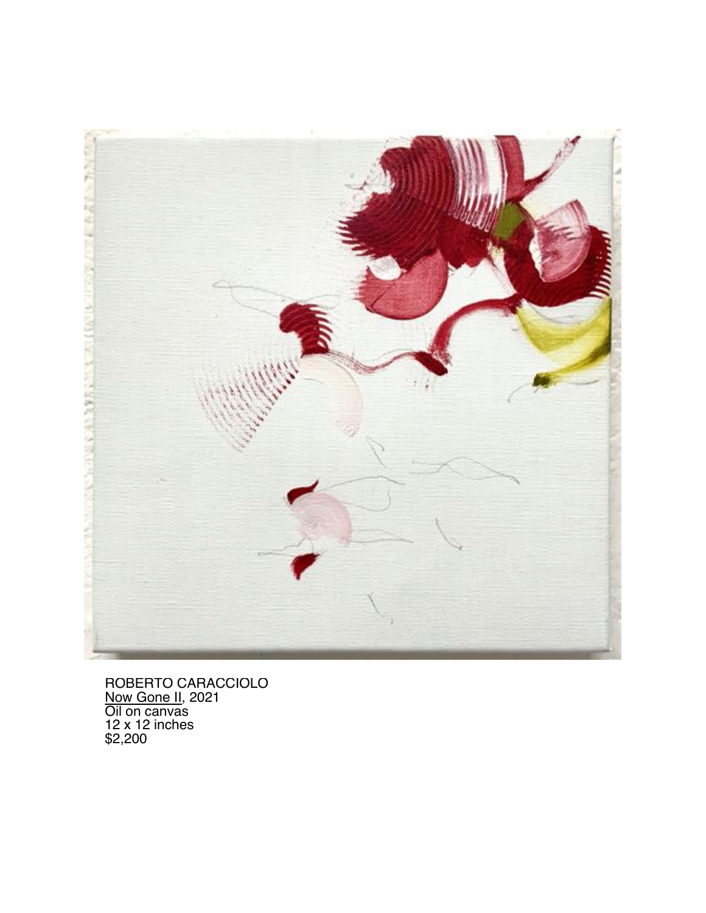ROBERTO CARACCIOLO
Now Gone II, 2021
Oil on canvas
12 x 12 inches
$2,200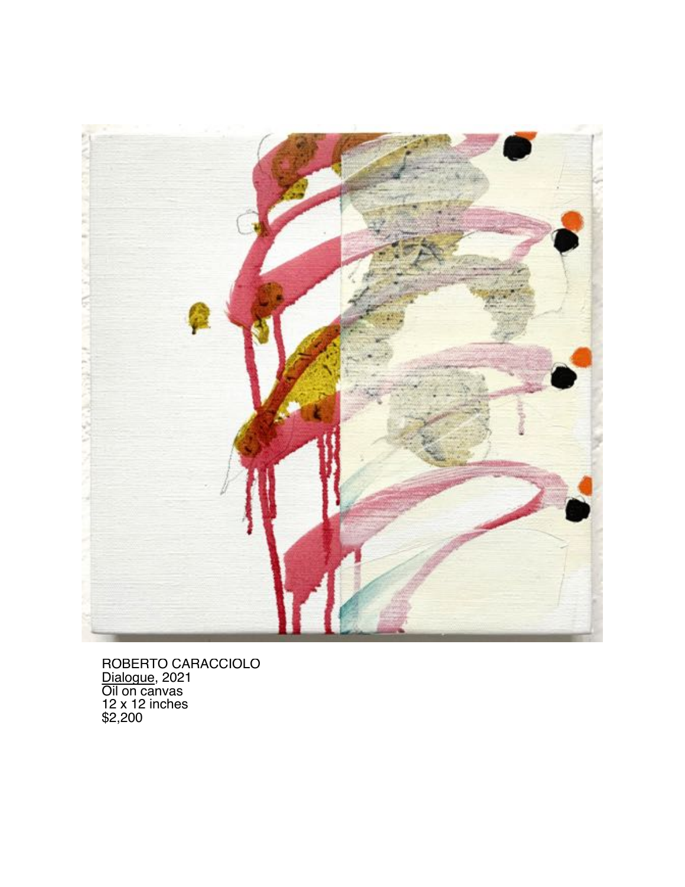ROBERTO CARACCIOLO
Dialogue, 2021
Oil on canvas
12 x 12 inches
$2,200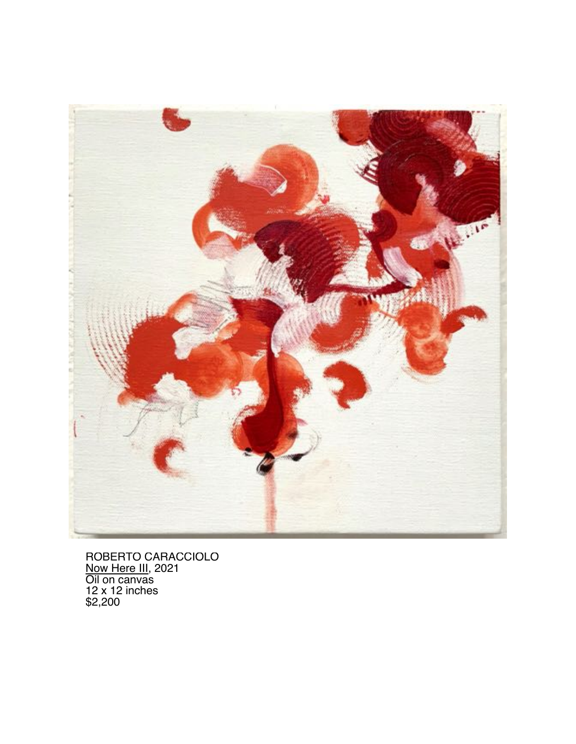ROBERTO CARACCIOLO
Now Here III, 2021
Oil on canvas
12 x 12 inches
$2,200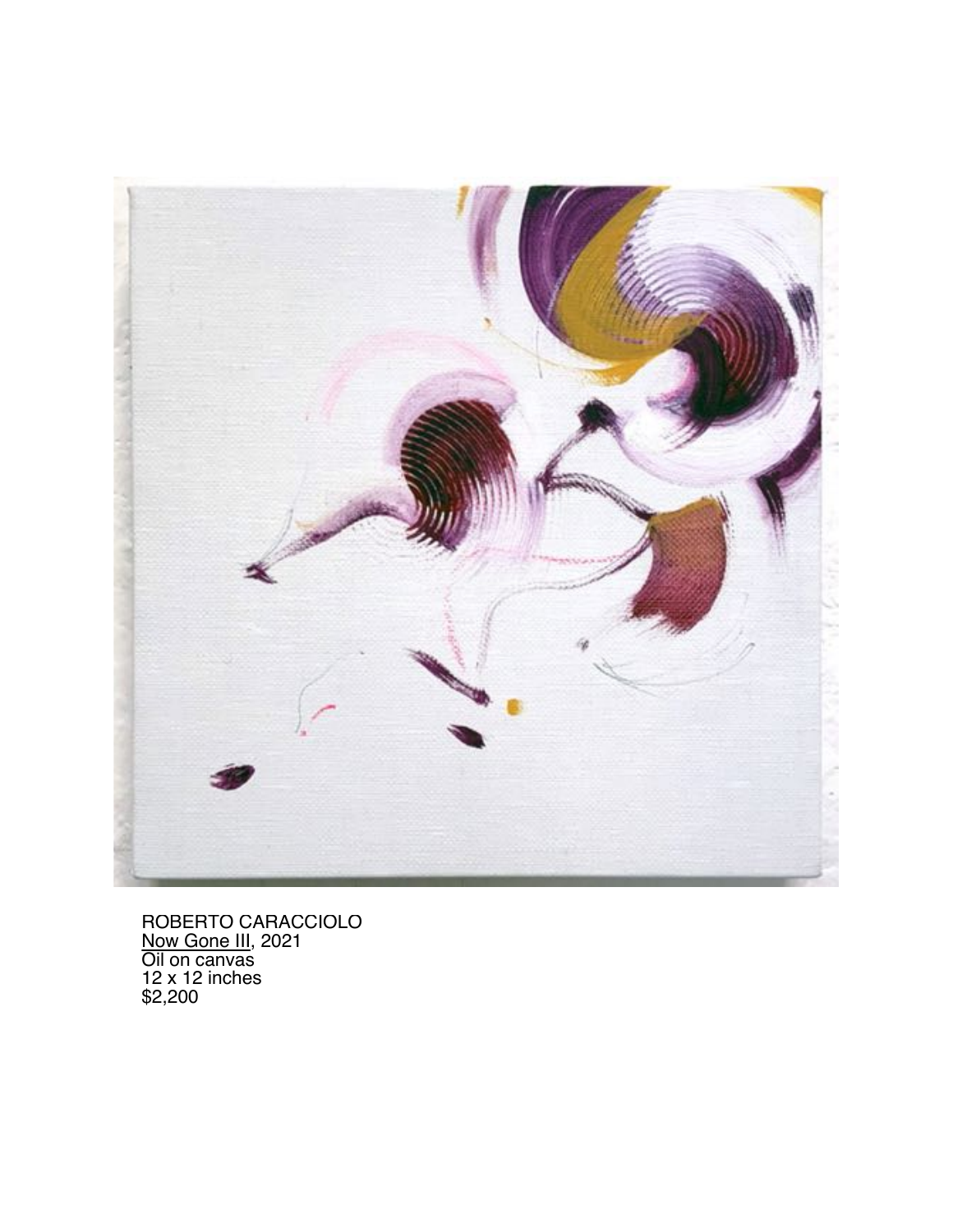ROBERTO CARACCIOLO
Now Gone III, 2021
Oil on canvas
12 x 12 inches
$2,200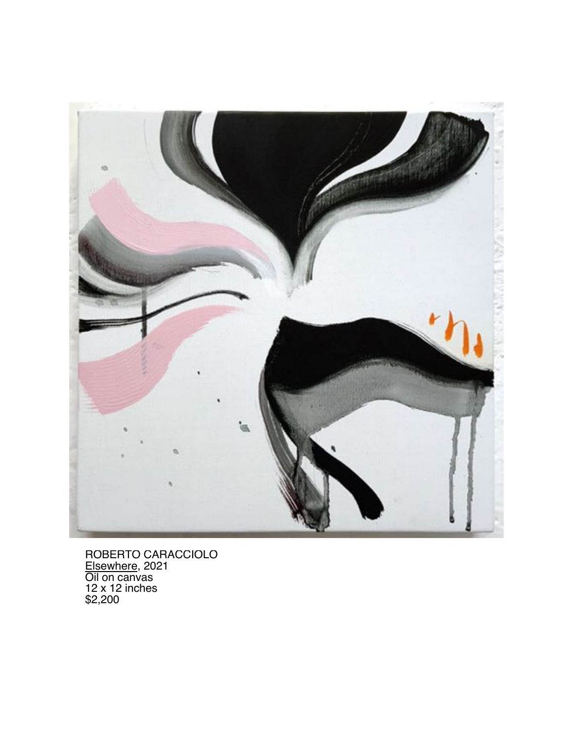ROBERTO CARACCIOLO
Elsewhere, 2021
Oil on canvas
12 x 12 inches
$2,200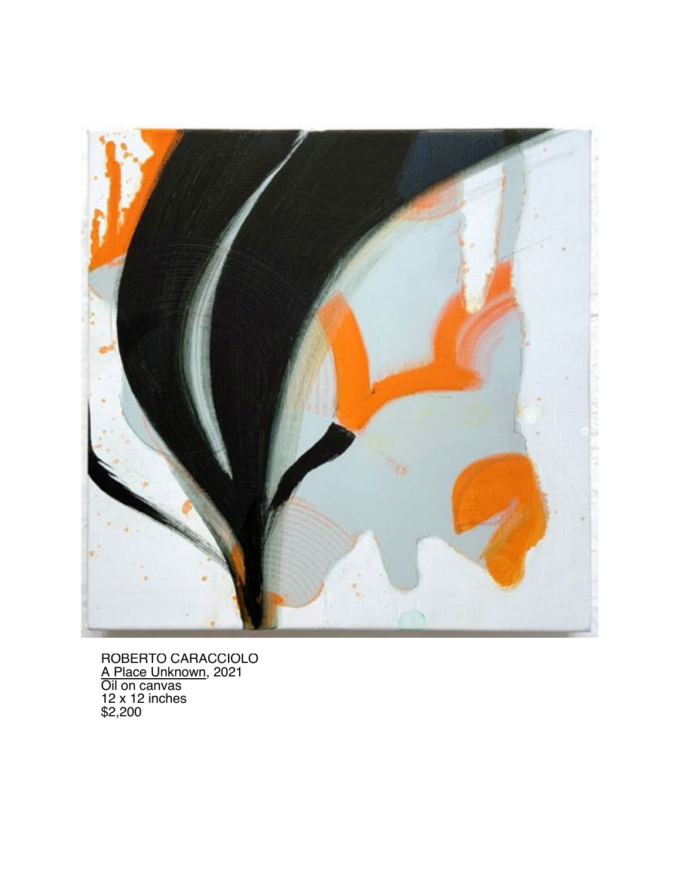ROBERTO CARACCIOLO
A Place Unknown, 2021
Oil on canvas
12 x 12 inches
$2,200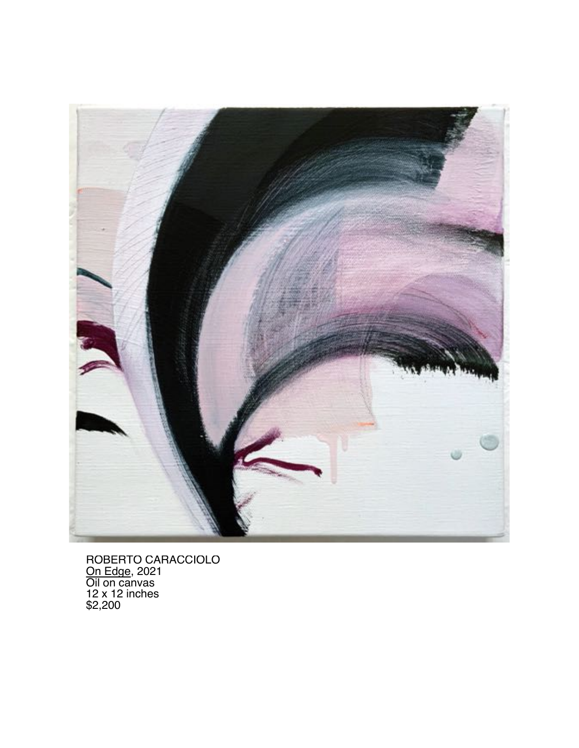ROBERTO CARACCIOLO
On Edge, 2021
Oil on canvas
12 x 12 inches
$2,200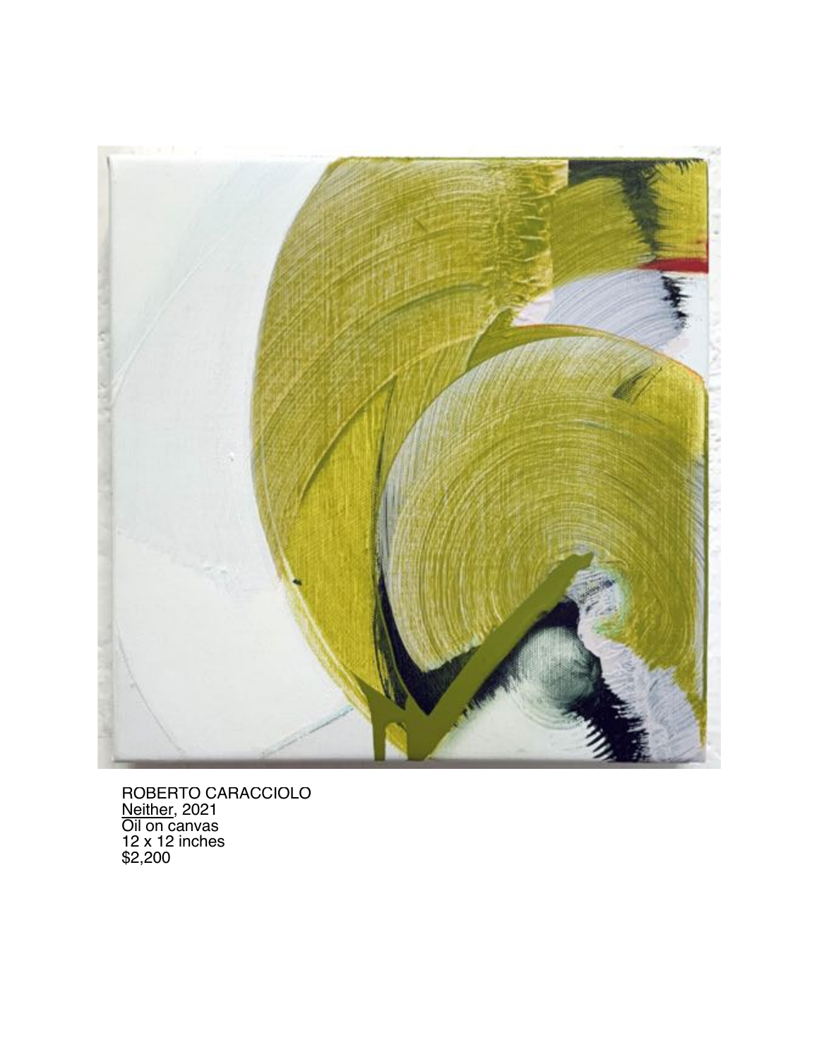ROBERTO CARACCIOLO
<u>Neither</u>, 2021
Oil on canvas
12 x 12 inches
$2,200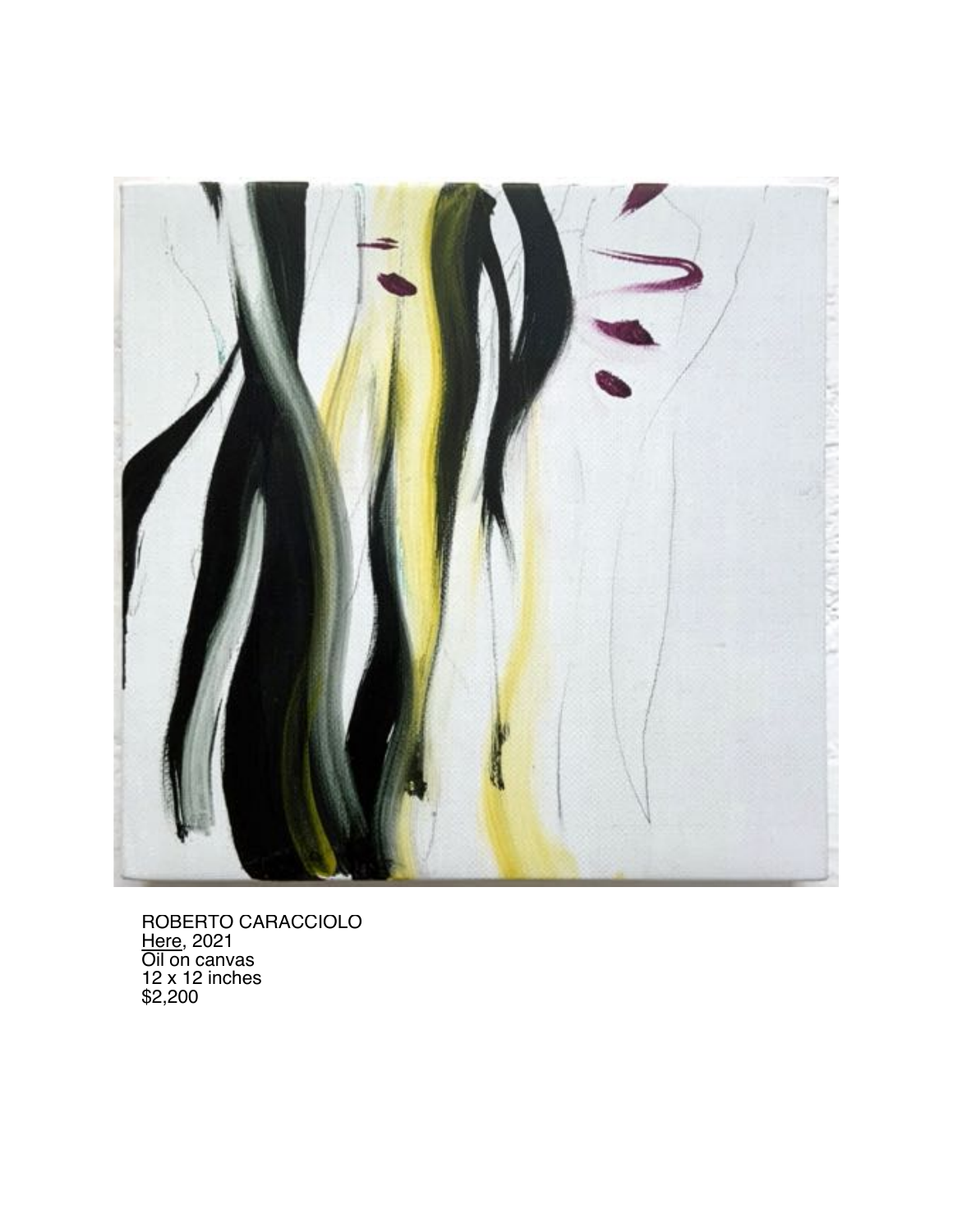ROBERTO CARACCIOLO
<u>Here</u>, 2021
Oil on canvas
12 x 12 inches
$2,200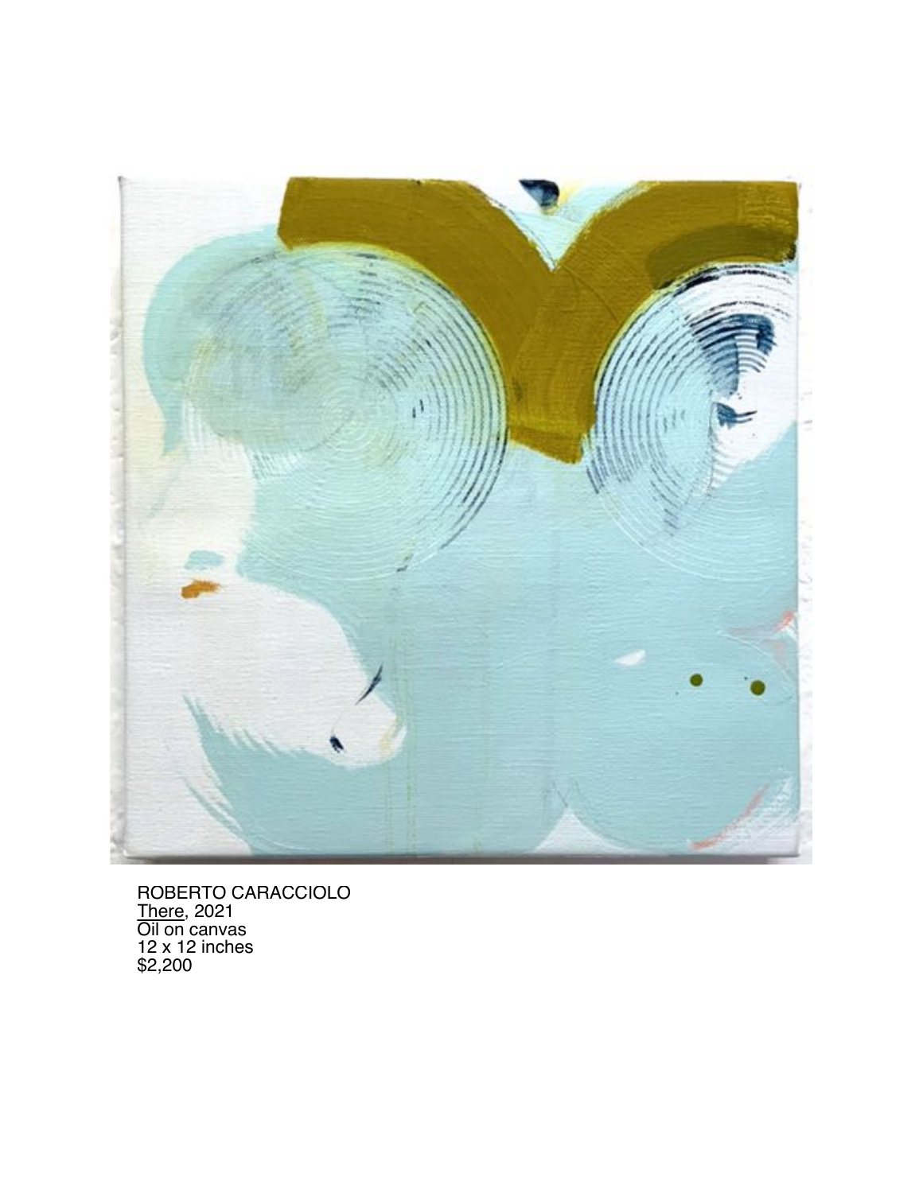ROBERTO CARACCIOLO
There, 2021
Oil on canvas
12 x 12 inches
$2,200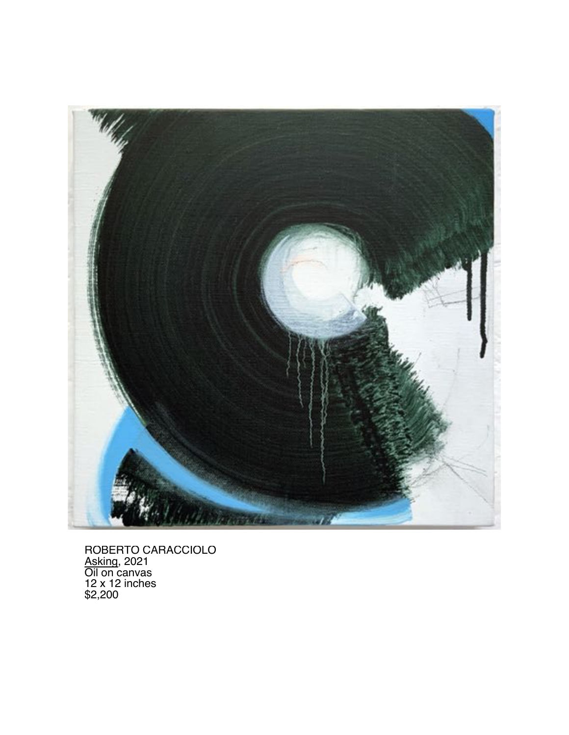ROBERTO CARACCIOLO
Asking, 2021
Oil on canvas
12 x 12 inches
$2,200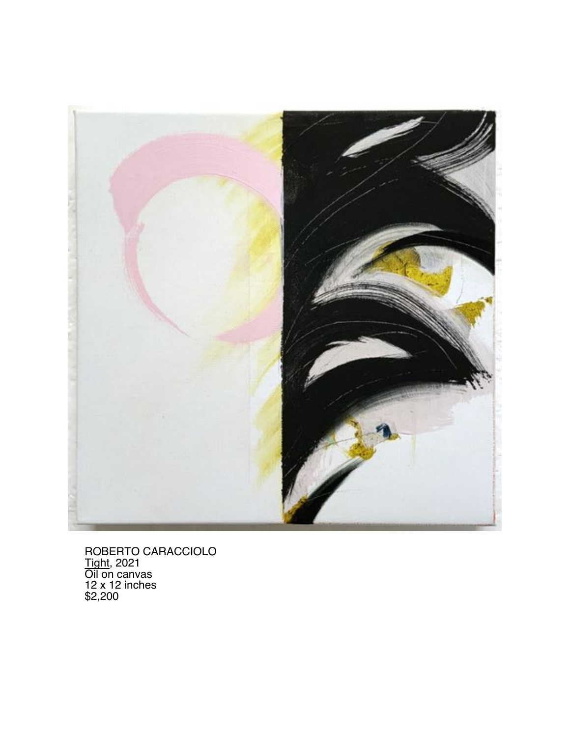ROBERTO CARACCIOLO
Tight, 2021
Oil on canvas
12 x 12 inches
$2,200